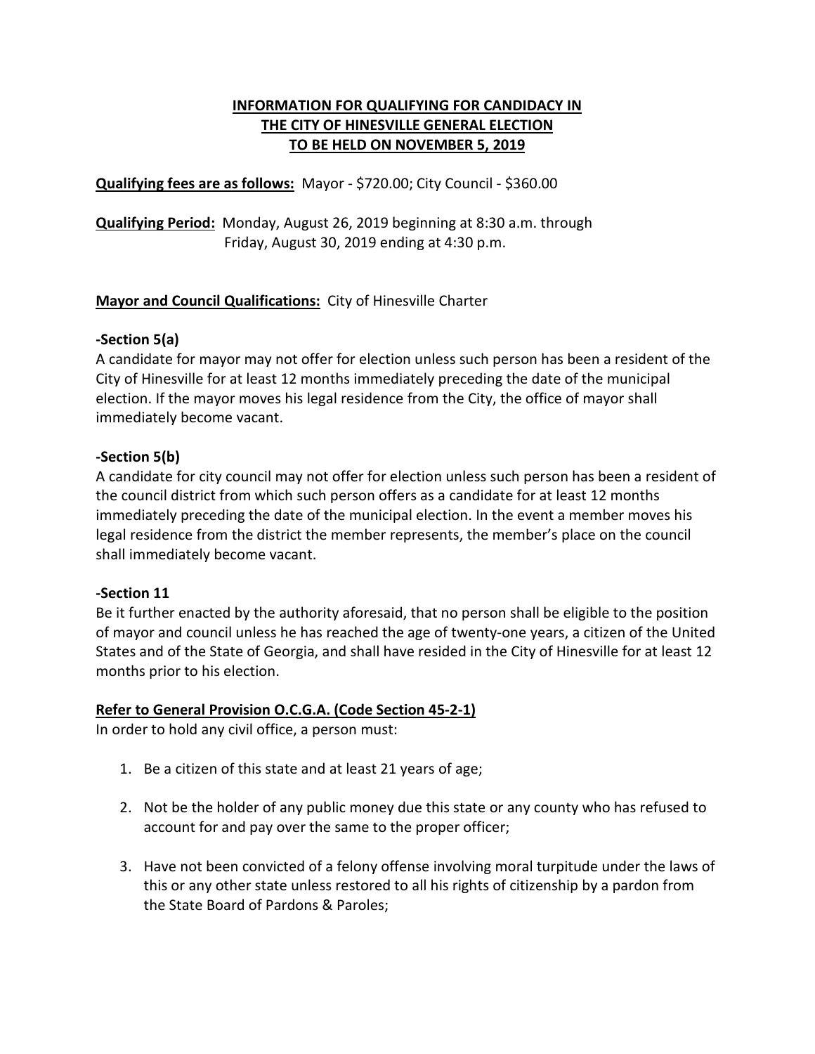# INFORMATION FOR QUALIFYING FOR CANDIDACY IN THE CITY OF HINESVILLE GENERAL ELECTION TO BE HELD ON NOVEMBER 5, 2019

**Qualifying fees are as follows:** Mayor - $720.00; City Council - $360.00

**Qualifying Period:** Monday, August 26, 2019 beginning at 8:30 a.m. through Friday, August 30, 2019 ending at 4:30 p.m.

**Mayor and Council Qualifications:** City of Hinesville Charter

**-Section 5(a)**

A candidate for mayor may not offer for election unless such person has been a resident of the City of Hinesville for at least 12 months immediately preceding the date of the municipal election. If the mayor moves his legal residence from the City, the office of mayor shall immediately become vacant.

**-Section 5(b)**

A candidate for city council may not offer for election unless such person has been a resident of the council district from which such person offers as a candidate for at least 12 months immediately preceding the date of the municipal election. In the event a member moves his legal residence from the district the member represents, the member's place on the council shall immediately become vacant.

**-Section 11**

Be it further enacted by the authority aforesaid, that no person shall be eligible to the position of mayor and council unless he has reached the age of twenty-one years, a citizen of the United States and of the State of Georgia, and shall have resided in the City of Hinesville for at least 12 months prior to his election.

**Refer to General Provision O.C.G.A. (Code Section 45-2-1)**

In order to hold any civil office, a person must:

1. Be a citizen of this state and at least 21 years of age;
2. Not be the holder of any public money due this state or any county who has refused to account for and pay over the same to the proper officer;
3. Have not been convicted of a felony offense involving moral turpitude under the laws of this or any other state unless restored to all his rights of citizenship by a pardon from the State Board of Pardons & Paroles;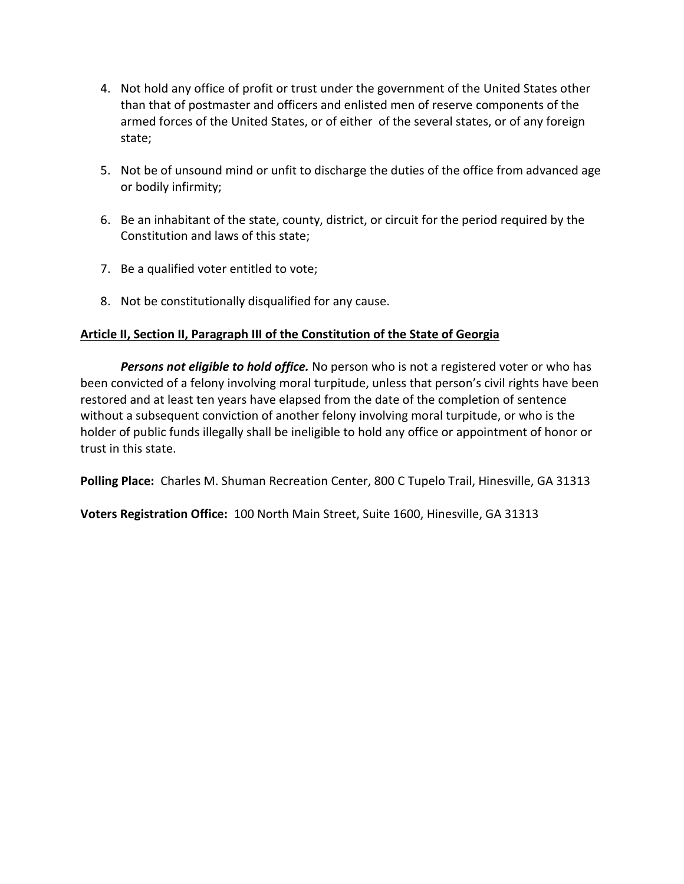4. Not hold any office of profit or trust under the government of the United States other than that of postmaster and officers and enlisted men of reserve components of the armed forces of the United States, or of either of the several states, or of any foreign state;

5. Not be of unsound mind or unfit to discharge the duties of the office from advanced age or bodily infirmity;

6. Be an inhabitant of the state, county, district, or circuit for the period required by the Constitution and laws of this state;

7. Be a qualified voter entitled to vote;

8. Not be constitutionally disqualified for any cause.

**Article II, Section II, Paragraph III of the Constitution of the State of Georgia**

***Persons not eligible to hold office.*** No person who is not a registered voter or who has been convicted of a felony involving moral turpitude, unless that person's civil rights have been restored and at least ten years have elapsed from the date of the completion of sentence without a subsequent conviction of another felony involving moral turpitude, or who is the holder of public funds illegally shall be ineligible to hold any office or appointment of honor or trust in this state.

**Polling Place:** Charles M. Shuman Recreation Center, 800 C Tupelo Trail, Hinesville, GA 31313

**Voters Registration Office:** 100 North Main Street, Suite 1600, Hinesville, GA 31313